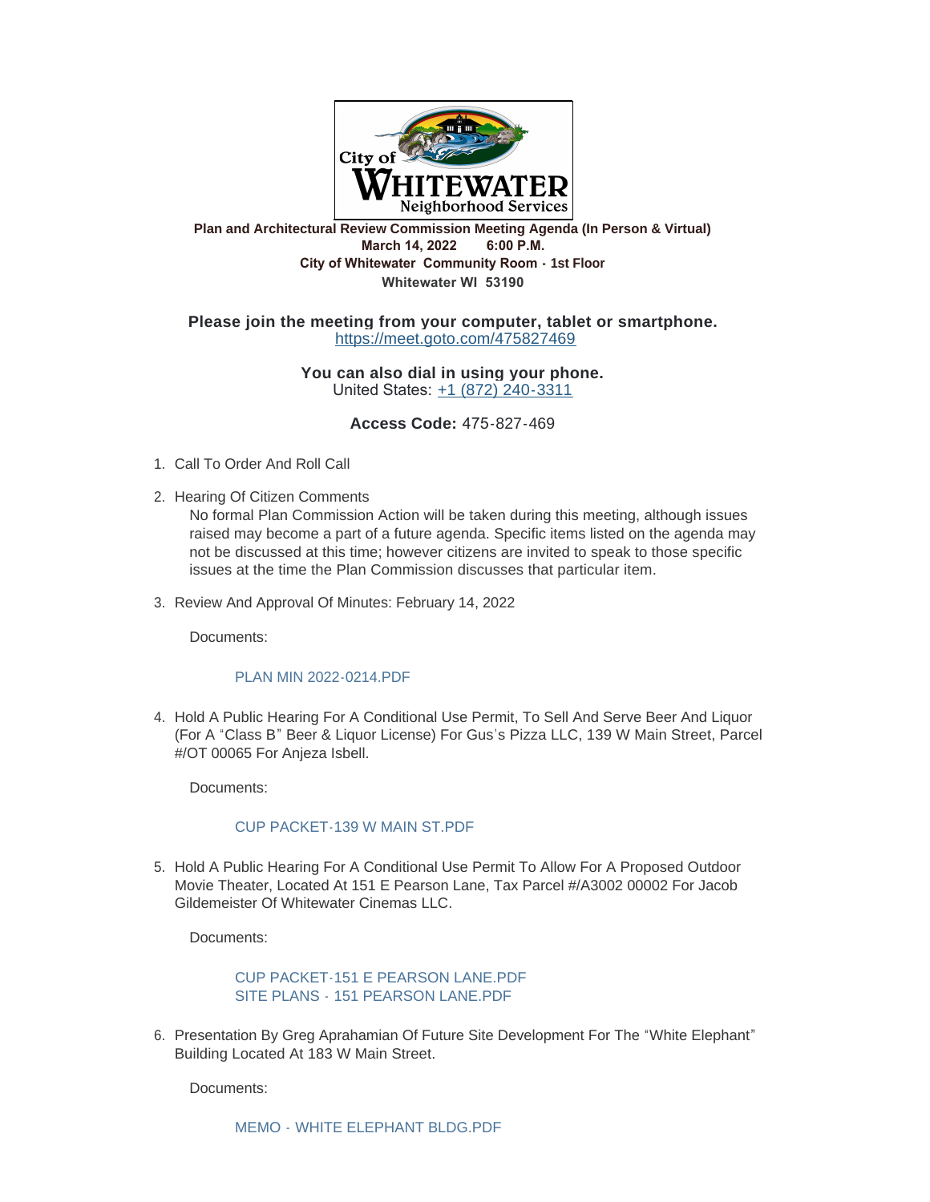City of WHITEWATER Neighborhood Services

**Plan and Architectural Review Commission Meeting Agenda (In Person & Virtual)**
**March 14, 2022 6:00 P.M.**
**City of Whitewater Community Room - 1st Floor**
**Whitewater WI 53190**

**Please join the meeting from your computer, tablet or smartphone.**
https://meet.goto.com/475827469

**You can also dial in using your phone.**
United States: +1 (872) 240-3311

**Access Code:** 475-827-469

1. Call To Order And Roll Call

2. Hearing Of Citizen Comments
   No formal Plan Commission Action will be taken during this meeting, although issues raised may become a part of a future agenda. Specific items listed on the agenda may not be discussed at this time; however citizens are invited to speak to those specific issues at the time the Plan Commission discusses that particular item.

3. Review And Approval Of Minutes: February 14, 2022

   Documents:

   PLAN MIN 2022-0214.PDF

4. Hold A Public Hearing For A Conditional Use Permit, To Sell And Serve Beer And Liquor (For A "Class B" Beer & Liquor License) For Gus's Pizza LLC, 139 W Main Street, Parcel #/OT 00065 For Anjeza Isbell.

   Documents:

   CUP PACKET-139 W MAIN ST.PDF

5. Hold A Public Hearing For A Conditional Use Permit To Allow For A Proposed Outdoor Movie Theater, Located At 151 E Pearson Lane, Tax Parcel #/A3002 00002 For Jacob Gildemeister Of Whitewater Cinemas LLC.

   Documents:

   CUP PACKET-151 E PEARSON LANE.PDF
   SITE PLANS - 151 PEARSON LANE.PDF

6. Presentation By Greg Aprahamian Of Future Site Development For The "White Elephant" Building Located At 183 W Main Street.

   Documents:

   MEMO - WHITE ELEPHANT BLDG.PDF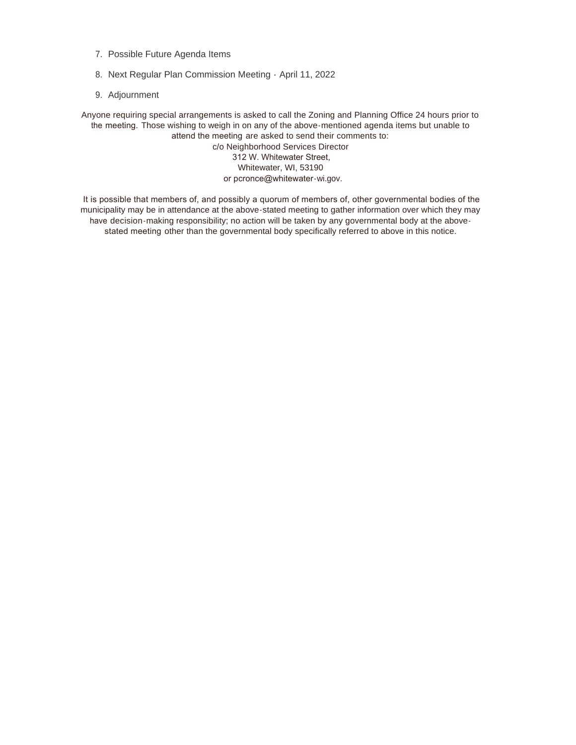7. Possible Future Agenda Items
8. Next Regular Plan Commission Meeting - April 11, 2022
9. Adjournment

Anyone requiring special arrangements is asked to call the Zoning and Planning Office 24 hours prior to the meeting. Those wishing to weigh in on any of the above-mentioned agenda items but unable to attend the meeting are asked to send their comments to:
c/o Neighborhood Services Director
312 W. Whitewater Street,
Whitewater, WI, 53190
or pcronce@whitewater-wi.gov.

It is possible that members of, and possibly a quorum of members of, other governmental bodies of the municipality may be in attendance at the above-stated meeting to gather information over which they may have decision-making responsibility; no action will be taken by any governmental body at the above-stated meeting other than the governmental body specifically referred to above in this notice.